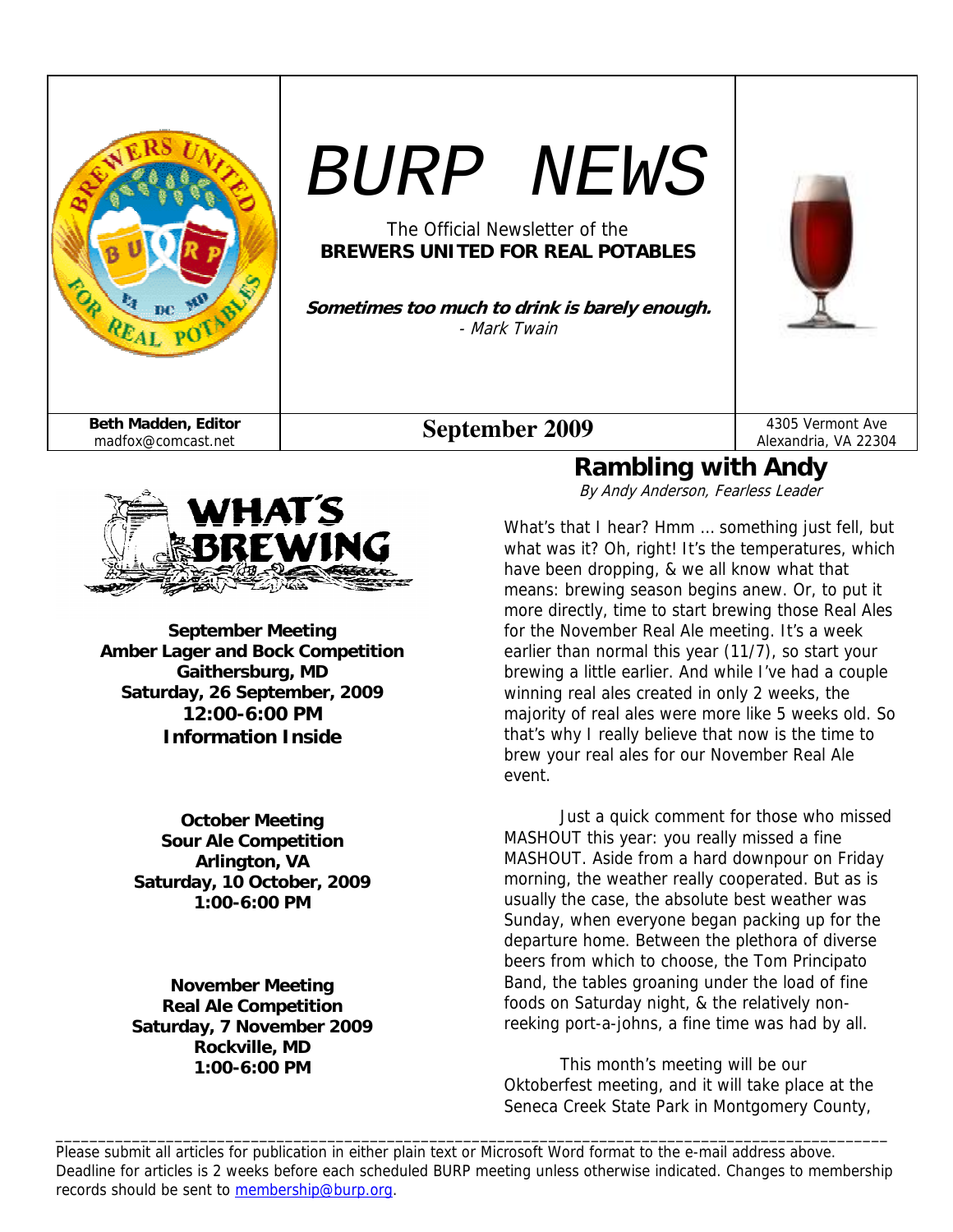# BURP NEWS

The Official Newsletter of the
**BREWERS UNITED FOR REAL POTABLES**

***Sometimes too much to drink is barely enough.***
*- Mark Twain*

**Beth Madden, Editor**
madfox@comcast.net

**September 2009**

4305 Vermont Ave
Alexandria, VA 22304

## WHAT'S BREWING

**September Meeting**
**Amber Lager and Bock Competition**
**Gaithersburg, MD**
**Saturday, 26 September, 2009**
**12:00-6:00 PM**
**Information Inside**

**October Meeting**
**Sour Ale Competition**
**Arlington, VA**
**Saturday, 10 October, 2009**
**1:00-6:00 PM**

**November Meeting**
**Real Ale Competition**
**Saturday, 7 November 2009**
**Rockville, MD**
**1:00-6:00 PM**

## Rambling with Andy

*By Andy Anderson, Fearless Leader*

What's that I hear? Hmm … something just fell, but what was it? Oh, right! It's the temperatures, which have been dropping, & we all know what that means: brewing season begins anew. Or, to put it more directly, time to start brewing those Real Ales for the November Real Ale meeting. It's a week earlier than normal this year (11/7), so start your brewing a little earlier. And while I've had a couple winning real ales created in only 2 weeks, the majority of real ales were more like 5 weeks old. So that's why I really believe that now is the time to brew your real ales for our November Real Ale event.

Just a quick comment for those who missed MASHOUT this year: you really missed a fine MASHOUT. Aside from a hard downpour on Friday morning, the weather really cooperated. But as is usually the case, the absolute best weather was Sunday, when everyone began packing up for the departure home. Between the plethora of diverse beers from which to choose, the Tom Principato Band, the tables groaning under the load of fine foods on Saturday night, & the relatively non-reeking port-a-johns, a fine time was had by all.

This month's meeting will be our Oktoberfest meeting, and it will take place at the Seneca Creek State Park in Montgomery County,

---

Please submit all articles for publication in either plain text or Microsoft Word format to the e-mail address above. Deadline for articles is 2 weeks before each scheduled BURP meeting unless otherwise indicated. Changes to membership records should be sent to membership@burp.org.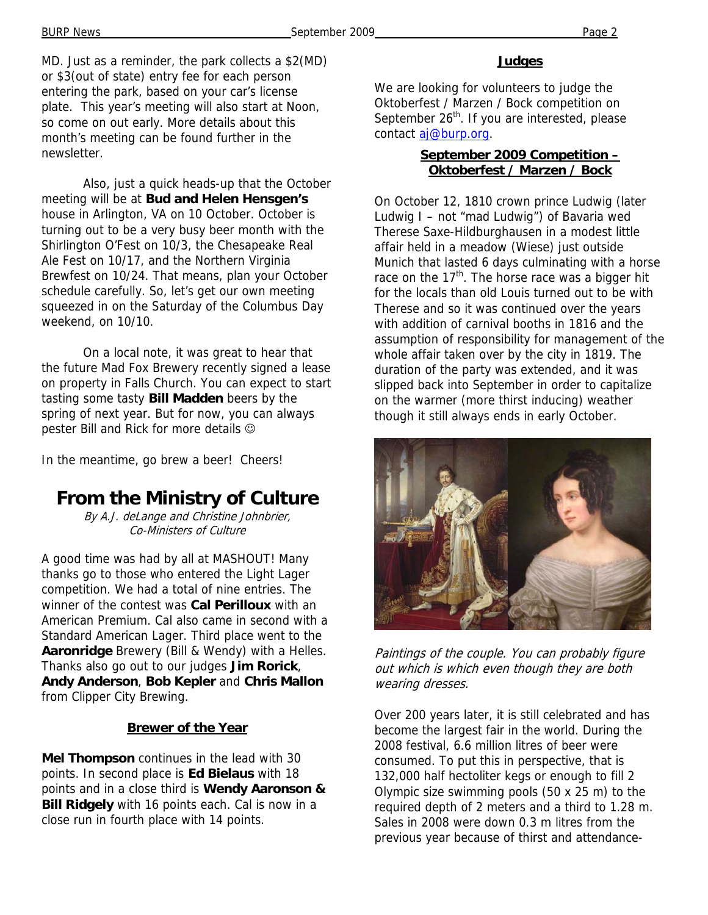MD. Just as a reminder, the park collects a $2(MD) or $3(out of state) entry fee for each person entering the park, based on your car's license plate. This year's meeting will also start at Noon, so come on out early. More details about this month's meeting can be found further in the newsletter.

Also, just a quick heads-up that the October meeting will be at **Bud and Helen Hensgen's** house in Arlington, VA on 10 October. October is turning out to be a very busy beer month with the Shirlington O'Fest on 10/3, the Chesapeake Real Ale Fest on 10/17, and the Northern Virginia Brewfest on 10/24. That means, plan your October schedule carefully. So, let's get our own meeting squeezed in on the Saturday of the Columbus Day weekend, on 10/10.

On a local note, it was great to hear that the future Mad Fox Brewery recently signed a lease on property in Falls Church. You can expect to start tasting some tasty **Bill Madden** beers by the spring of next year. But for now, you can always pester Bill and Rick for more details ☺

In the meantime, go brew a beer! Cheers!

# From the Ministry of Culture

*By A.J. deLange and Christine Johnbrier, Co-Ministers of Culture*

A good time was had by all at MASHOUT! Many thanks go to those who entered the Light Lager competition. We had a total of nine entries. The winner of the contest was **Cal Perilloux** with an American Premium. Cal also came in second with a Standard American Lager. Third place went to the **Aaronridge** Brewery (Bill & Wendy) with a Helles. Thanks also go out to our judges **Jim Rorick**, **Andy Anderson**, **Bob Kepler** and **Chris Mallon** from Clipper City Brewing.

### Brewer of the Year

**Mel Thompson** continues in the lead with 30 points. In second place is **Ed Bielaus** with 18 points and in a close third is **Wendy Aaronson & Bill Ridgely** with 16 points each. Cal is now in a close run in fourth place with 14 points.

### Judges

We are looking for volunteers to judge the Oktoberfest / Marzen / Bock competition on September 26th. If you are interested, please contact aj@burp.org.

### September 2009 Competition – Oktoberfest / Marzen / Bock

On October 12, 1810 crown prince Ludwig (later Ludwig I – not "mad Ludwig") of Bavaria wed Therese Saxe-Hildburghausen in a modest little affair held in a meadow (Wiese) just outside Munich that lasted 6 days culminating with a horse race on the 17th. The horse race was a bigger hit for the locals than old Louis turned out to be with Therese and so it was continued over the years with addition of carnival booths in 1816 and the assumption of responsibility for management of the whole affair taken over by the city in 1819. The duration of the party was extended, and it was slipped back into September in order to capitalize on the warmer (more thirst inducing) weather though it still always ends in early October.

*Paintings of the couple. You can probably figure out which is which even though they are both wearing dresses.*

Over 200 years later, it is still celebrated and has become the largest fair in the world. During the 2008 festival, 6.6 million litres of beer were consumed. To put this in perspective, that is 132,000 half hectoliter kegs or enough to fill 2 Olympic size swimming pools (50 x 25 m) to the required depth of 2 meters and a third to 1.28 m. Sales in 2008 were down 0.3 m litres from the previous year because of thirst and attendance-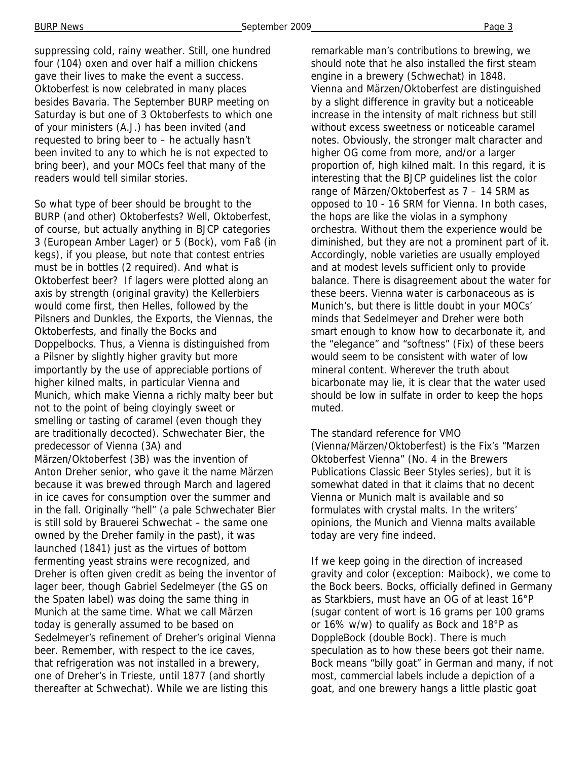suppressing cold, rainy weather. Still, one hundred four (104) oxen and over half a million chickens gave their lives to make the event a success. Oktoberfest is now celebrated in many places besides Bavaria. The September BURP meeting on Saturday is but one of 3 Oktoberfests to which one of your ministers (A.J.) has been invited (and requested to bring beer to – he actually hasn't been invited to any to which he is not expected to bring beer), and your MOCs feel that many of the readers would tell similar stories.

So what type of beer should be brought to the BURP (and other) Oktoberfests? Well, Oktoberfest, of course, but actually anything in BJCP categories 3 (European Amber Lager) or 5 (Bock), vom Faß (in kegs), if you please, but note that contest entries must be in bottles (2 required). And what is Oktoberfest beer? If lagers were plotted along an axis by strength (original gravity) the Kellerbiers would come first, then Helles, followed by the Pilsners and Dunkles, the Exports, the Viennas, the Oktoberfests, and finally the Bocks and Doppelbocks. Thus, a Vienna is distinguished from a Pilsner by slightly higher gravity but more importantly by the use of appreciable portions of higher kilned malts, in particular Vienna and Munich, which make Vienna a richly malty beer but not to the point of being cloyingly sweet or smelling or tasting of caramel (even though they are traditionally decocted). Schwechater Bier, the predecessor of Vienna (3A) and Märzen/Oktoberfest (3B) was the invention of Anton Dreher senior, who gave it the name Märzen because it was brewed through March and lagered in ice caves for consumption over the summer and in the fall. Originally "hell" (a pale Schwechater Bier is still sold by Brauerei Schwechat – the same one owned by the Dreher family in the past), it was launched (1841) just as the virtues of bottom fermenting yeast strains were recognized, and Dreher is often given credit as being the inventor of lager beer, though Gabriel Sedelmeyer (the GS on the Spaten label) was doing the same thing in Munich at the same time. What we call Märzen today is generally assumed to be based on Sedelmeyer's refinement of Dreher's original Vienna beer. Remember, with respect to the ice caves, that refrigeration was not installed in a brewery, one of Dreher's in Trieste, until 1877 (and shortly thereafter at Schwechat). While we are listing this remarkable man's contributions to brewing, we should note that he also installed the first steam engine in a brewery (Schwechat) in 1848.

Vienna and Märzen/Oktoberfest are distinguished by a slight difference in gravity but a noticeable increase in the intensity of malt richness but still without excess sweetness or noticeable caramel notes. Obviously, the stronger malt character and higher OG come from more, and/or a larger proportion of, high kilned malt. In this regard, it is interesting that the BJCP guidelines list the color range of Märzen/Oktoberfest as 7 – 14 SRM as opposed to 10 - 16 SRM for Vienna. In both cases, the hops are like the violas in a symphony orchestra. Without them the experience would be diminished, but they are not a prominent part of it. Accordingly, noble varieties are usually employed and at modest levels sufficient only to provide balance. There is disagreement about the water for these beers. Vienna water is carbonaceous as is Munich's, but there is little doubt in your MOCs' minds that Sedelmeyer and Dreher were both smart enough to know how to decarbonate it, and the "elegance" and "softness" (Fix) of these beers would seem to be consistent with water of low mineral content. Wherever the truth about bicarbonate may lie, it is clear that the water used should be low in sulfate in order to keep the hops muted.

The standard reference for VMO (Vienna/Märzen/Oktoberfest) is the Fix's "Marzen Oktoberfest Vienna" (No. 4 in the Brewers Publications Classic Beer Styles series), but it is somewhat dated in that it claims that no decent Vienna or Munich malt is available and so formulates with crystal malts. In the writers' opinions, the Munich and Vienna malts available today are very fine indeed.

If we keep going in the direction of increased gravity and color (exception: Maibock), we come to the Bock beers. Bocks, officially defined in Germany as Starkbiers, must have an OG of at least 16°P (sugar content of wort is 16 grams per 100 grams or 16% w/w) to qualify as Bock and 18°P as DoppleBock (double Bock). There is much speculation as to how these beers got their name. Bock means "billy goat" in German and many, if not most, commercial labels include a depiction of a goat, and one brewery hangs a little plastic goat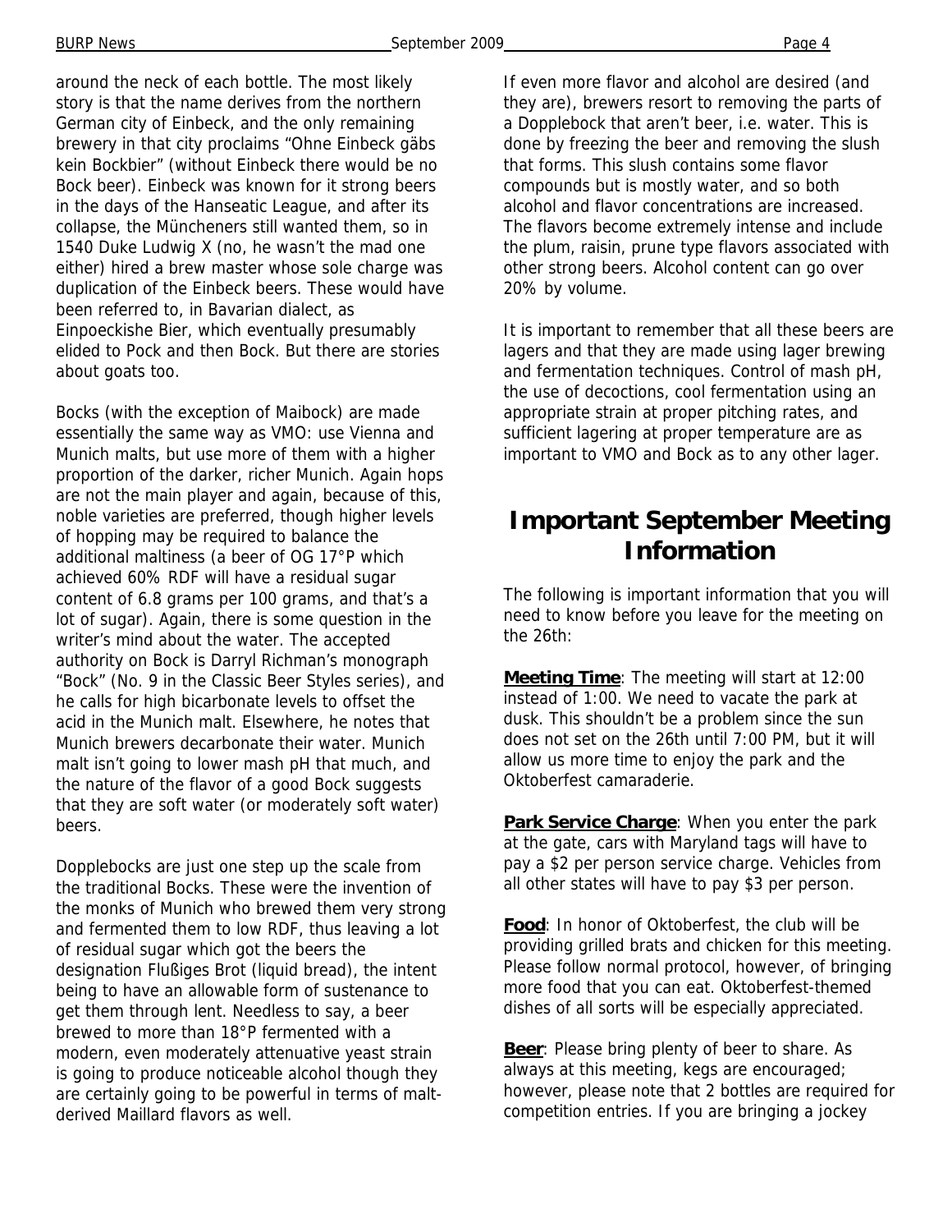around the neck of each bottle. The most likely story is that the name derives from the northern German city of Einbeck, and the only remaining brewery in that city proclaims "Ohne Einbeck gäbs kein Bockbier" (without Einbeck there would be no Bock beer). Einbeck was known for it strong beers in the days of the Hanseatic League, and after its collapse, the Müncheners still wanted them, so in 1540 Duke Ludwig X (no, he wasn't the mad one either) hired a brew master whose sole charge was duplication of the Einbeck beers. These would have been referred to, in Bavarian dialect, as Einpoeckishe Bier, which eventually presumably elided to Pock and then Bock. But there are stories about goats too.

Bocks (with the exception of Maibock) are made essentially the same way as VMO: use Vienna and Munich malts, but use more of them with a higher proportion of the darker, richer Munich. Again hops are not the main player and again, because of this, noble varieties are preferred, though higher levels of hopping may be required to balance the additional maltiness (a beer of OG 17°P which achieved 60% RDF will have a residual sugar content of 6.8 grams per 100 grams, and that's a lot of sugar). Again, there is some question in the writer's mind about the water. The accepted authority on Bock is Darryl Richman's monograph "Bock" (No. 9 in the Classic Beer Styles series), and he calls for high bicarbonate levels to offset the acid in the Munich malt. Elsewhere, he notes that Munich brewers decarbonate their water. Munich malt isn't going to lower mash pH that much, and the nature of the flavor of a good Bock suggests that they are soft water (or moderately soft water) beers.

Dopplebocks are just one step up the scale from the traditional Bocks. These were the invention of the monks of Munich who brewed them very strong and fermented them to low RDF, thus leaving a lot of residual sugar which got the beers the designation Flußiges Brot (liquid bread), the intent being to have an allowable form of sustenance to get them through lent. Needless to say, a beer brewed to more than 18°P fermented with a modern, even moderately attenuative yeast strain is going to produce noticeable alcohol though they are certainly going to be powerful in terms of malt-derived Maillard flavors as well.

If even more flavor and alcohol are desired (and they are), brewers resort to removing the parts of a Dopplebock that aren't beer, i.e. water. This is done by freezing the beer and removing the slush that forms. This slush contains some flavor compounds but is mostly water, and so both alcohol and flavor concentrations are increased. The flavors become extremely intense and include the plum, raisin, prune type flavors associated with other strong beers. Alcohol content can go over 20% by volume.

It is important to remember that all these beers are lagers and that they are made using lager brewing and fermentation techniques. Control of mash pH, the use of decoctions, cool fermentation using an appropriate strain at proper pitching rates, and sufficient lagering at proper temperature are as important to VMO and Bock as to any other lager.

# Important September Meeting Information

The following is important information that you will need to know before you leave for the meeting on the 26th:

**Meeting Time**: The meeting will start at 12:00 instead of 1:00. We need to vacate the park at dusk. This shouldn't be a problem since the sun does not set on the 26th until 7:00 PM, but it will allow us more time to enjoy the park and the Oktoberfest camaraderie.

**Park Service Charge**: When you enter the park at the gate, cars with Maryland tags will have to pay a $2 per person service charge. Vehicles from all other states will have to pay $3 per person.

**Food**: In honor of Oktoberfest, the club will be providing grilled brats and chicken for this meeting. Please follow normal protocol, however, of bringing more food that you can eat. Oktoberfest-themed dishes of all sorts will be especially appreciated.

**Beer**: Please bring plenty of beer to share. As always at this meeting, kegs are encouraged; however, please note that 2 bottles are required for competition entries. If you are bringing a jockey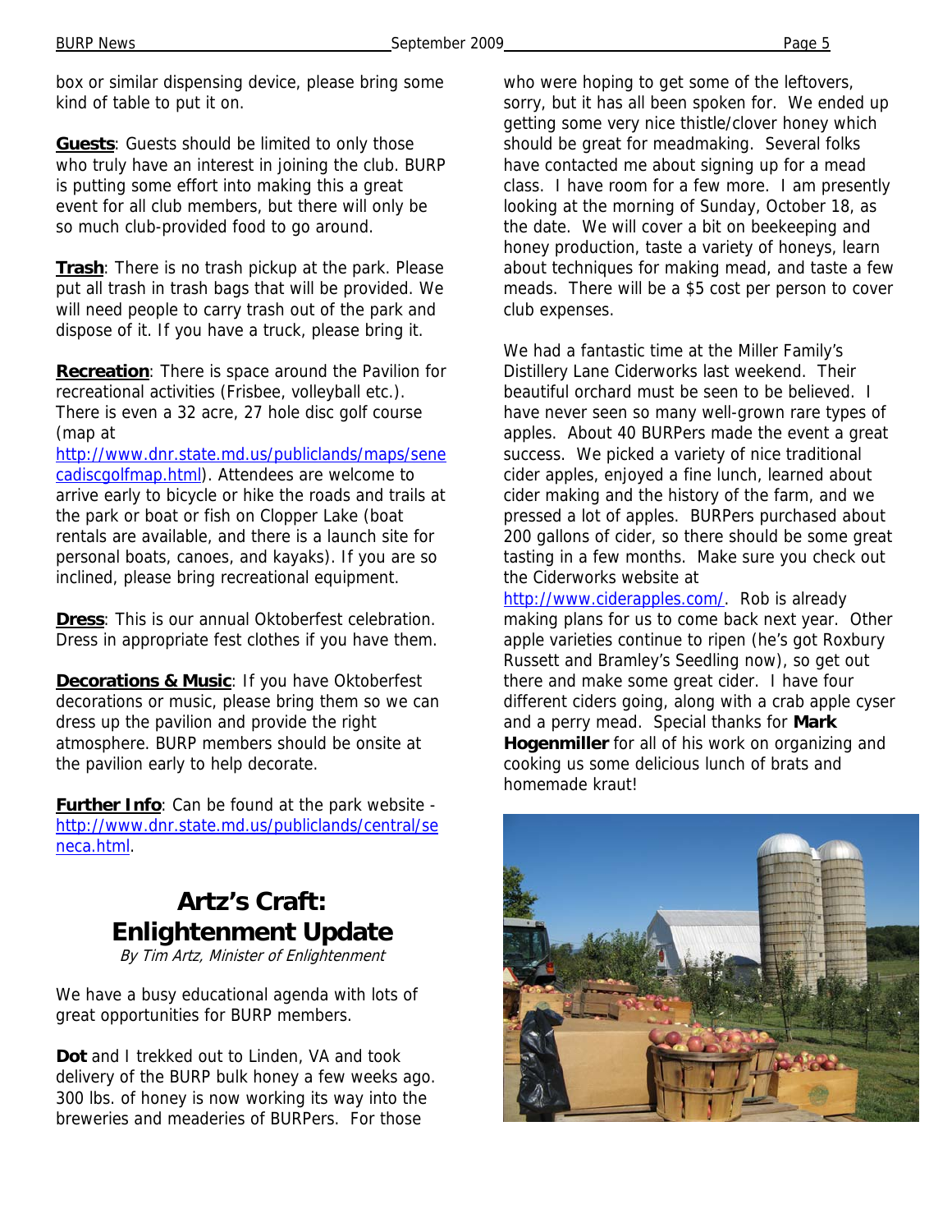box or similar dispensing device, please bring some kind of table to put it on.

**Guests**: Guests should be limited to only those who truly have an interest in joining the club. BURP is putting some effort into making this a great event for all club members, but there will only be so much club-provided food to go around.

**Trash**: There is no trash pickup at the park. Please put all trash in trash bags that will be provided. We will need people to carry trash out of the park and dispose of it. If you have a truck, please bring it.

**Recreation**: There is space around the Pavilion for recreational activities (Frisbee, volleyball etc.). There is even a 32 acre, 27 hole disc golf course (map at http://www.dnr.state.md.us/publiclands/maps/senecadiscgolfmap.html). Attendees are welcome to arrive early to bicycle or hike the roads and trails at the park or boat or fish on Clopper Lake (boat rentals are available, and there is a launch site for personal boats, canoes, and kayaks). If you are so inclined, please bring recreational equipment.

**Dress**: This is our annual Oktoberfest celebration. Dress in appropriate fest clothes if you have them.

**Decorations & Music**: If you have Oktoberfest decorations or music, please bring them so we can dress up the pavilion and provide the right atmosphere. BURP members should be onsite at the pavilion early to help decorate.

**Further Info**: Can be found at the park website - http://www.dnr.state.md.us/publiclands/central/seneca.html.

# Artz's Craft: Enlightenment Update

*By Tim Artz, Minister of Enlightenment*

We have a busy educational agenda with lots of great opportunities for BURP members.

**Dot** and I trekked out to Linden, VA and took delivery of the BURP bulk honey a few weeks ago. 300 lbs. of honey is now working its way into the breweries and meaderies of BURPers. For those who were hoping to get some of the leftovers, sorry, but it has all been spoken for. We ended up getting some very nice thistle/clover honey which should be great for meadmaking. Several folks have contacted me about signing up for a mead class. I have room for a few more. I am presently looking at the morning of Sunday, October 18, as the date. We will cover a bit on beekeeping and honey production, taste a variety of honeys, learn about techniques for making mead, and taste a few meads. There will be a $5 cost per person to cover club expenses.

We had a fantastic time at the Miller Family's Distillery Lane Ciderworks last weekend. Their beautiful orchard must be seen to be believed. I have never seen so many well-grown rare types of apples. About 40 BURPers made the event a great success. We picked a variety of nice traditional cider apples, enjoyed a fine lunch, learned about cider making and the history of the farm, and we pressed a lot of apples. BURPers purchased about 200 gallons of cider, so there should be some great tasting in a few months. Make sure you check out the Ciderworks website at http://www.ciderapples.com/. Rob is already making plans for us to come back next year. Other apple varieties continue to ripen (he's got Roxbury Russett and Bramley's Seedling now), so get out there and make some great cider. I have four different ciders going, along with a crab apple cyser and a perry mead. Special thanks for **Mark Hogenmiller** for all of his work on organizing and cooking us some delicious lunch of brats and homemade kraut!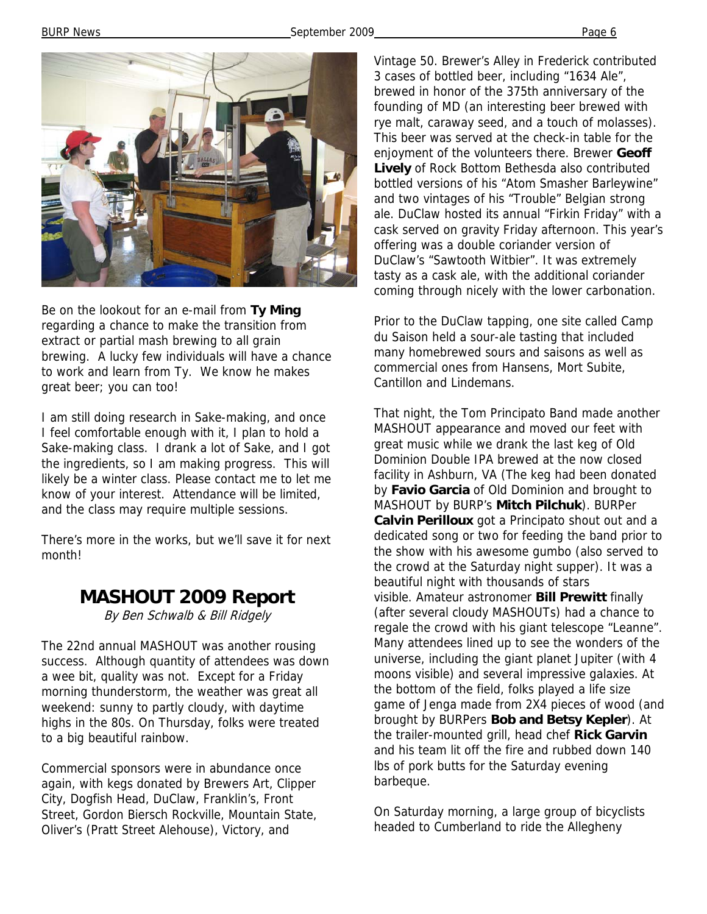Be on the lookout for an e-mail from **Ty Ming** regarding a chance to make the transition from extract or partial mash brewing to all grain brewing. A lucky few individuals will have a chance to work and learn from Ty. We know he makes great beer; you can too!

I am still doing research in Sake-making, and once I feel comfortable enough with it, I plan to hold a Sake-making class. I drank a lot of Sake, and I got the ingredients, so I am making progress. This will likely be a winter class. Please contact me to let me know of your interest. Attendance will be limited, and the class may require multiple sessions.

There's more in the works, but we'll save it for next month!

## MASHOUT 2009 Report

*By Ben Schwalb & Bill Ridgely*

The 22nd annual MASHOUT was another rousing success. Although quantity of attendees was down a wee bit, quality was not. Except for a Friday morning thunderstorm, the weather was great all weekend: sunny to partly cloudy, with daytime highs in the 80s. On Thursday, folks were treated to a big beautiful rainbow.

Commercial sponsors were in abundance once again, with kegs donated by Brewers Art, Clipper City, Dogfish Head, DuClaw, Franklin's, Front Street, Gordon Biersch Rockville, Mountain State, Oliver's (Pratt Street Alehouse), Victory, and Vintage 50. Brewer's Alley in Frederick contributed 3 cases of bottled beer, including "1634 Ale", brewed in honor of the 375th anniversary of the founding of MD (an interesting beer brewed with rye malt, caraway seed, and a touch of molasses). This beer was served at the check-in table for the enjoyment of the volunteers there. Brewer **Geoff Lively** of Rock Bottom Bethesda also contributed bottled versions of his "Atom Smasher Barleywine" and two vintages of his "Trouble" Belgian strong ale. DuClaw hosted its annual "Firkin Friday" with a cask served on gravity Friday afternoon. This year's offering was a double coriander version of DuClaw's "Sawtooth Witbier". It was extremely tasty as a cask ale, with the additional coriander coming through nicely with the lower carbonation.

Prior to the DuClaw tapping, one site called Camp du Saison held a sour-ale tasting that included many homebrewed sours and saisons as well as commercial ones from Hansens, Mort Subite, Cantillon and Lindemans.

That night, the Tom Principato Band made another MASHOUT appearance and moved our feet with great music while we drank the last keg of Old Dominion Double IPA brewed at the now closed facility in Ashburn, VA (The keg had been donated by **Favio Garcia** of Old Dominion and brought to MASHOUT by BURP's **Mitch Pilchuk**). BURPer **Calvin Perilloux** got a Principato shout out and a dedicated song or two for feeding the band prior to the show with his awesome gumbo (also served to the crowd at the Saturday night supper). It was a beautiful night with thousands of stars visible. Amateur astronomer **Bill Prewitt** finally (after several cloudy MASHOUTs) had a chance to regale the crowd with his giant telescope "Leanne". Many attendees lined up to see the wonders of the universe, including the giant planet Jupiter (with 4 moons visible) and several impressive galaxies. At the bottom of the field, folks played a life size game of Jenga made from 2X4 pieces of wood (and brought by BURPers **Bob and Betsy Kepler**). At the trailer-mounted grill, head chef **Rick Garvin** and his team lit off the fire and rubbed down 140 lbs of pork butts for the Saturday evening barbeque.

On Saturday morning, a large group of bicyclists headed to Cumberland to ride the Allegheny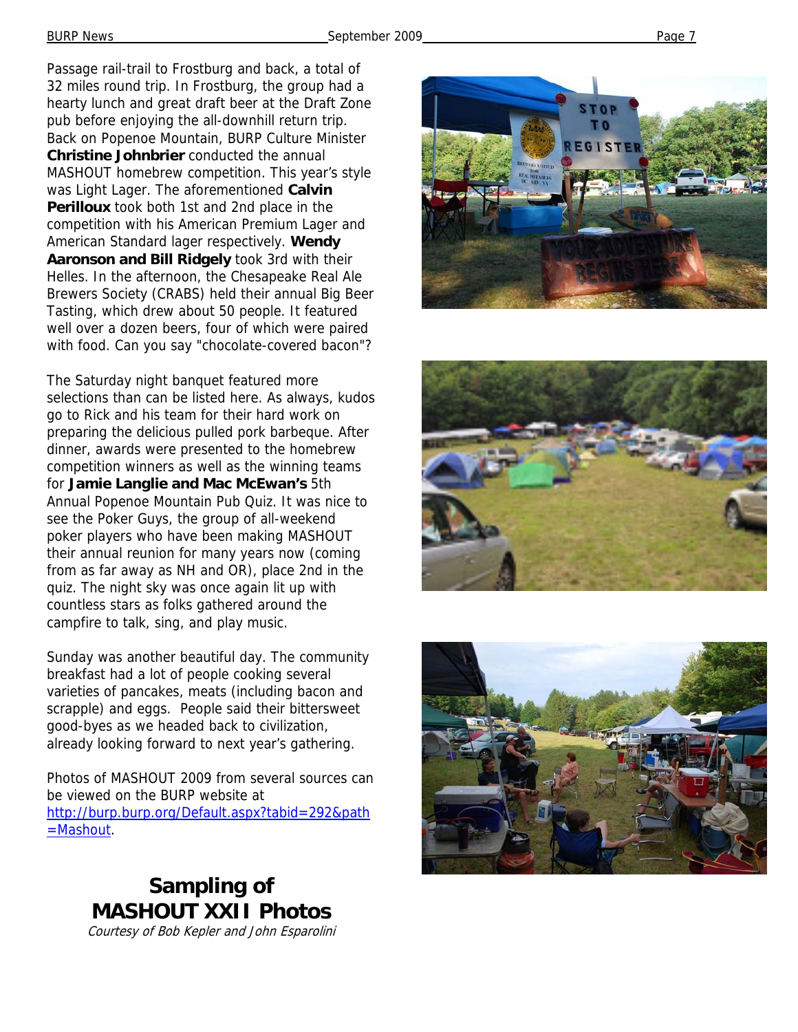Passage rail-trail to Frostburg and back, a total of 32 miles round trip. In Frostburg, the group had a hearty lunch and great draft beer at the Draft Zone pub before enjoying the all-downhill return trip. Back on Popenoe Mountain, BURP Culture Minister **Christine Johnbrier** conducted the annual MASHOUT homebrew competition. This year's style was Light Lager. The aforementioned **Calvin Perilloux** took both 1st and 2nd place in the competition with his American Premium Lager and American Standard lager respectively. **Wendy Aaronson and Bill Ridgely** took 3rd with their Helles. In the afternoon, the Chesapeake Real Ale Brewers Society (CRABS) held their annual Big Beer Tasting, which drew about 50 people. It featured well over a dozen beers, four of which were paired with food. Can you say "chocolate-covered bacon"?

The Saturday night banquet featured more selections than can be listed here. As always, kudos go to Rick and his team for their hard work on preparing the delicious pulled pork barbeque. After dinner, awards were presented to the homebrew competition winners as well as the winning teams for **Jamie Langlie and Mac McEwan's** 5th Annual Popenoe Mountain Pub Quiz. It was nice to see the Poker Guys, the group of all-weekend poker players who have been making MASHOUT their annual reunion for many years now (coming from as far away as NH and OR), place 2nd in the quiz. The night sky was once again lit up with countless stars as folks gathered around the campfire to talk, sing, and play music.

Sunday was another beautiful day. The community breakfast had a lot of people cooking several varieties of pancakes, meats (including bacon and scrapple) and eggs. People said their bittersweet good-byes as we headed back to civilization, already looking forward to next year's gathering.

Photos of MASHOUT 2009 from several sources can be viewed on the BURP website at http://burp.burp.org/Default.aspx?tabid=292&path=Mashout.

## Sampling of MASHOUT XXII Photos

*Courtesy of Bob Kepler and John Esparolini*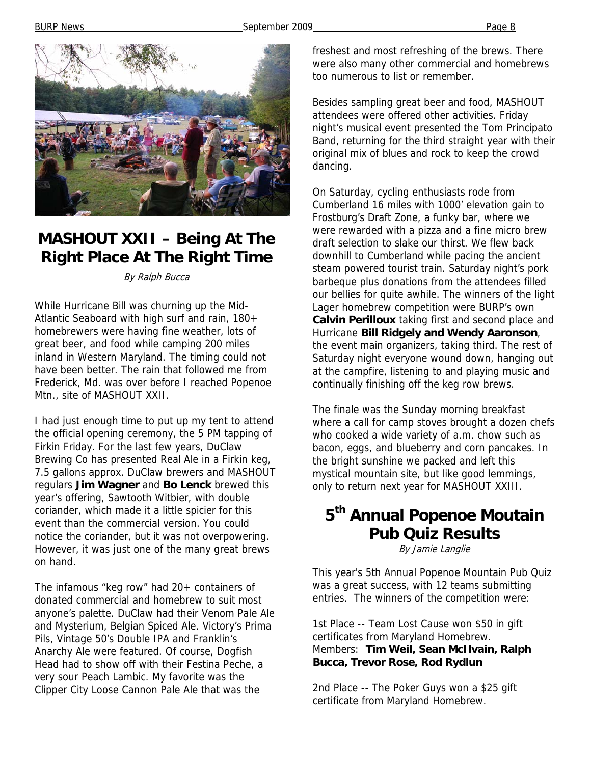## MASHOUT XXII – Being At The Right Place At The Right Time

*By Ralph Bucca*

While Hurricane Bill was churning up the Mid-Atlantic Seaboard with high surf and rain, 180+ homebrewers were having fine weather, lots of great beer, and food while camping 200 miles inland in Western Maryland. The timing could not have been better. The rain that followed me from Frederick, Md. was over before I reached Popenoe Mtn., site of MASHOUT XXII.

I had just enough time to put up my tent to attend the official opening ceremony, the 5 PM tapping of Firkin Friday. For the last few years, DuClaw Brewing Co has presented Real Ale in a Firkin keg, 7.5 gallons approx. DuClaw brewers and MASHOUT regulars **Jim Wagner** and **Bo Lenck** brewed this year's offering, Sawtooth Witbier, with double coriander, which made it a little spicier for this event than the commercial version. You could notice the coriander, but it was not overpowering. However, it was just one of the many great brews on hand.

The infamous "keg row" had 20+ containers of donated commercial and homebrew to suit most anyone's palette. DuClaw had their Venom Pale Ale and Mysterium, Belgian Spiced Ale. Victory's Prima Pils, Vintage 50's Double IPA and Franklin's Anarchy Ale were featured. Of course, Dogfish Head had to show off with their Festina Peche, a very sour Peach Lambic. My favorite was the Clipper City Loose Cannon Pale Ale that was the freshest and most refreshing of the brews. There were also many other commercial and homebrews too numerous to list or remember.

Besides sampling great beer and food, MASHOUT attendees were offered other activities. Friday night's musical event presented the Tom Principato Band, returning for the third straight year with their original mix of blues and rock to keep the crowd dancing.

On Saturday, cycling enthusiasts rode from Cumberland 16 miles with 1000' elevation gain to Frostburg's Draft Zone, a funky bar, where we were rewarded with a pizza and a fine micro brew draft selection to slake our thirst. We flew back downhill to Cumberland while pacing the ancient steam powered tourist train. Saturday night's pork barbeque plus donations from the attendees filled our bellies for quite awhile. The winners of the light Lager homebrew competition were BURP's own **Calvin Perilloux** taking first and second place and Hurricane **Bill Ridgely and Wendy Aaronson**, the event main organizers, taking third. The rest of Saturday night everyone wound down, hanging out at the campfire, listening to and playing music and continually finishing off the keg row brews.

The finale was the Sunday morning breakfast where a call for camp stoves brought a dozen chefs who cooked a wide variety of a.m. chow such as bacon, eggs, and blueberry and corn pancakes. In the bright sunshine we packed and left this mystical mountain site, but like good lemmings, only to return next year for MASHOUT XXIII.

## 5th Annual Popenoe Moutain Pub Quiz Results

*By Jamie Langlie*

This year's 5th Annual Popenoe Mountain Pub Quiz was a great success, with 12 teams submitting entries. The winners of the competition were:

1st Place -- Team Lost Cause won $50 in gift certificates from Maryland Homebrew.
Members: **Tim Weil, Sean McIlvain, Ralph Bucca, Trevor Rose, Rod Rydlun**

2nd Place -- The Poker Guys won a $25 gift certificate from Maryland Homebrew.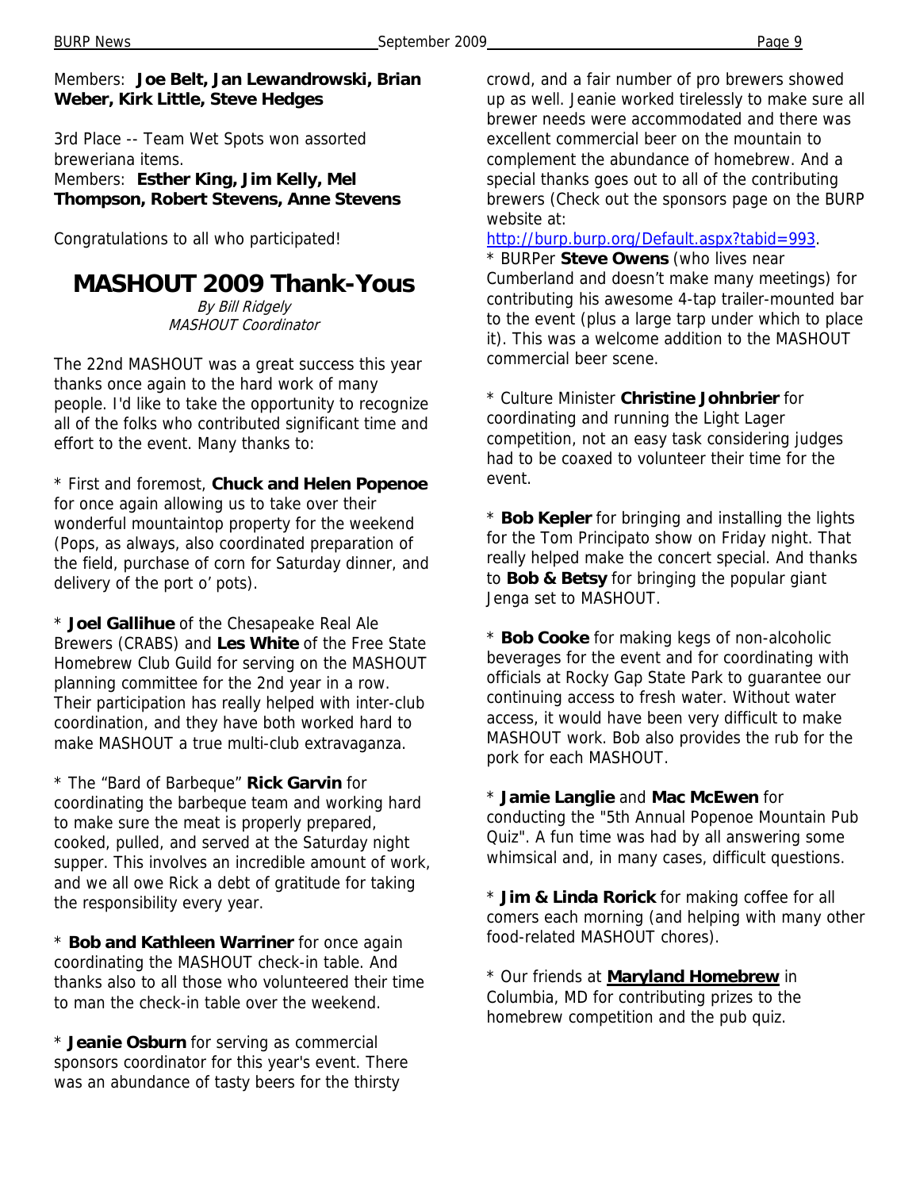Members: **Joe Belt, Jan Lewandrowski, Brian Weber, Kirk Little, Steve Hedges**

3rd Place -- Team Wet Spots won assorted breweriana items.
Members: **Esther King, Jim Kelly, Mel Thompson, Robert Stevens, Anne Stevens**

Congratulations to all who participated!

# MASHOUT 2009 Thank-Yous

*By Bill Ridgely*
*MASHOUT Coordinator*

The 22nd MASHOUT was a great success this year thanks once again to the hard work of many people. I'd like to take the opportunity to recognize all of the folks who contributed significant time and effort to the event. Many thanks to:

* First and foremost, **Chuck and Helen Popenoe** for once again allowing us to take over their wonderful mountaintop property for the weekend (Pops, as always, also coordinated preparation of the field, purchase of corn for Saturday dinner, and delivery of the port o' pots).

* **Joel Gallihue** of the Chesapeake Real Ale Brewers (CRABS) and **Les White** of the Free State Homebrew Club Guild for serving on the MASHOUT planning committee for the 2nd year in a row. Their participation has really helped with inter-club coordination, and they have both worked hard to make MASHOUT a true multi-club extravaganza.

* The "Bard of Barbeque" **Rick Garvin** for coordinating the barbeque team and working hard to make sure the meat is properly prepared, cooked, pulled, and served at the Saturday night supper. This involves an incredible amount of work, and we all owe Rick a debt of gratitude for taking the responsibility every year.

* **Bob and Kathleen Warriner** for once again coordinating the MASHOUT check-in table. And thanks also to all those who volunteered their time to man the check-in table over the weekend.

* **Jeanie Osburn** for serving as commercial sponsors coordinator for this year's event. There was an abundance of tasty beers for the thirsty crowd, and a fair number of pro brewers showed up as well. Jeanie worked tirelessly to make sure all brewer needs were accommodated and there was excellent commercial beer on the mountain to complement the abundance of homebrew. And a special thanks goes out to all of the contributing brewers (Check out the sponsors page on the BURP website at:
[http://burp.burp.org/Default.aspx?tabid=993](http://burp.burp.org/Default.aspx?tabid=993).

* BURPer **Steve Owens** (who lives near Cumberland and doesn't make many meetings) for contributing his awesome 4-tap trailer-mounted bar to the event (plus a large tarp under which to place it). This was a welcome addition to the MASHOUT commercial beer scene.

* Culture Minister **Christine Johnbrier** for coordinating and running the Light Lager competition, not an easy task considering judges had to be coaxed to volunteer their time for the event.

* **Bob Kepler** for bringing and installing the lights for the Tom Principato show on Friday night. That really helped make the concert special. And thanks to **Bob & Betsy** for bringing the popular giant Jenga set to MASHOUT.

* **Bob Cooke** for making kegs of non-alcoholic beverages for the event and for coordinating with officials at Rocky Gap State Park to guarantee our continuing access to fresh water. Without water access, it would have been very difficult to make MASHOUT work. Bob also provides the rub for the pork for each MASHOUT.

* **Jamie Langlie** and **Mac McEwen** for conducting the "5th Annual Popenoe Mountain Pub Quiz". A fun time was had by all answering some whimsical and, in many cases, difficult questions.

* **Jim & Linda Rorick** for making coffee for all comers each morning (and helping with many other food-related MASHOUT chores).

* Our friends at **Maryland Homebrew** in Columbia, MD for contributing prizes to the homebrew competition and the pub quiz.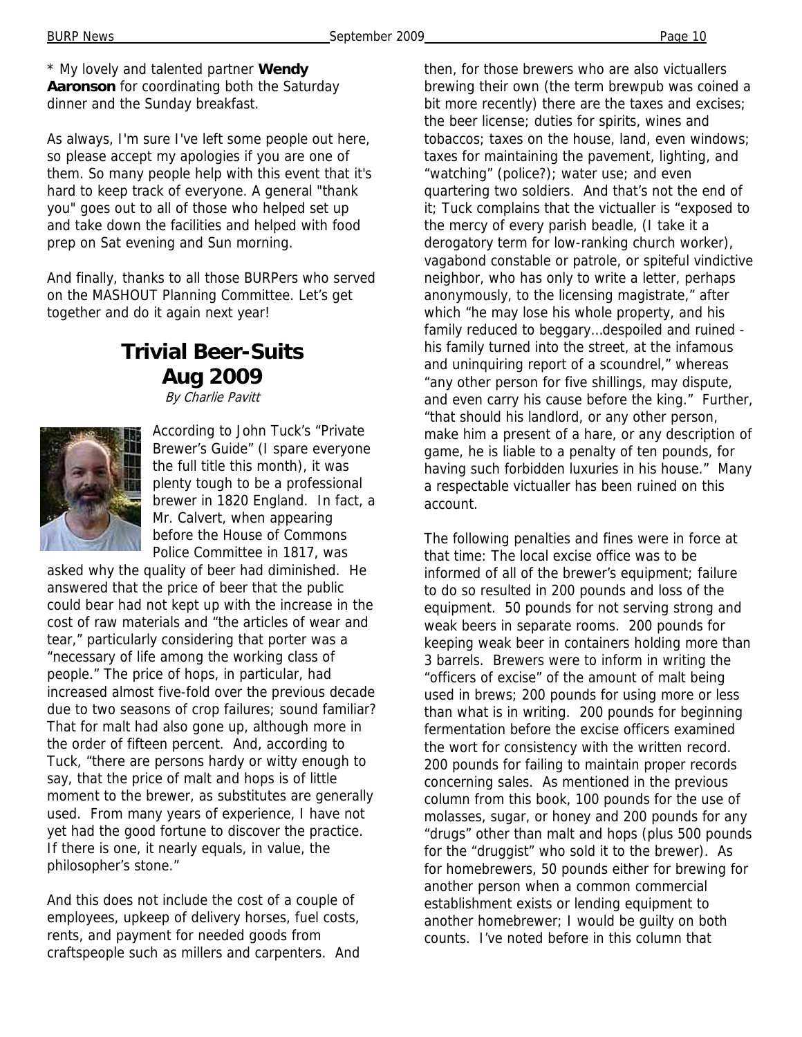* My lovely and talented partner **Wendy Aaronson** for coordinating both the Saturday dinner and the Sunday breakfast.

As always, I'm sure I've left some people out here, so please accept my apologies if you are one of them. So many people help with this event that it's hard to keep track of everyone. A general "thank you" goes out to all of those who helped set up and take down the facilities and helped with food prep on Sat evening and Sun morning.

And finally, thanks to all those BURPers who served on the MASHOUT Planning Committee. Let's get together and do it again next year!

## Trivial Beer-Suits Aug 2009

*By Charlie Pavitt*

According to John Tuck's "Private Brewer's Guide" (I spare everyone the full title this month), it was plenty tough to be a professional brewer in 1820 England. In fact, a Mr. Calvert, when appearing before the House of Commons Police Committee in 1817, was asked why the quality of beer had diminished. He answered that the price of beer that the public could bear had not kept up with the increase in the cost of raw materials and "the articles of wear and tear," particularly considering that porter was a "necessary of life among the working class of people." The price of hops, in particular, had increased almost five-fold over the previous decade due to two seasons of crop failures; sound familiar? That for malt had also gone up, although more in the order of fifteen percent. And, according to Tuck, "there are persons hardy or witty enough to say, that the price of malt and hops is of little moment to the brewer, as substitutes are generally used. From many years of experience, I have not yet had the good fortune to discover the practice. If there is one, it nearly equals, in value, the philosopher's stone."

And this does not include the cost of a couple of employees, upkeep of delivery horses, fuel costs, rents, and payment for needed goods from craftspeople such as millers and carpenters. And then, for those brewers who are also victuallers brewing their own (the term brewpub was coined a bit more recently) there are the taxes and excises; the beer license; duties for spirits, wines and tobaccos; taxes on the house, land, even windows; taxes for maintaining the pavement, lighting, and "watching" (police?); water use; and even quartering two soldiers. And that's not the end of it; Tuck complains that the victualler is "exposed to the mercy of every parish beadle, (I take it a derogatory term for low-ranking church worker), vagabond constable or patrole, or spiteful vindictive neighbor, who has only to write a letter, perhaps anonymously, to the licensing magistrate," after which "he may lose his whole property, and his family reduced to beggary…despoiled and ruined - his family turned into the street, at the infamous and uninquiring report of a scoundrel," whereas "any other person for five shillings, may dispute, and even carry his cause before the king." Further, "that should his landlord, or any other person, make him a present of a hare, or any description of game, he is liable to a penalty of ten pounds, for having such forbidden luxuries in his house." Many a respectable victualler has been ruined on this account.

The following penalties and fines were in force at that time: The local excise office was to be informed of all of the brewer's equipment; failure to do so resulted in 200 pounds and loss of the equipment. 50 pounds for not serving strong and weak beers in separate rooms. 200 pounds for keeping weak beer in containers holding more than 3 barrels. Brewers were to inform in writing the "officers of excise" of the amount of malt being used in brews; 200 pounds for using more or less than what is in writing. 200 pounds for beginning fermentation before the excise officers examined the wort for consistency with the written record. 200 pounds for failing to maintain proper records concerning sales. As mentioned in the previous column from this book, 100 pounds for the use of molasses, sugar, or honey and 200 pounds for any "drugs" other than malt and hops (plus 500 pounds for the "druggist" who sold it to the brewer). As for homebrewers, 50 pounds either for brewing for another person when a common commercial establishment exists or lending equipment to another homebrewer; I would be guilty on both counts. I've noted before in this column that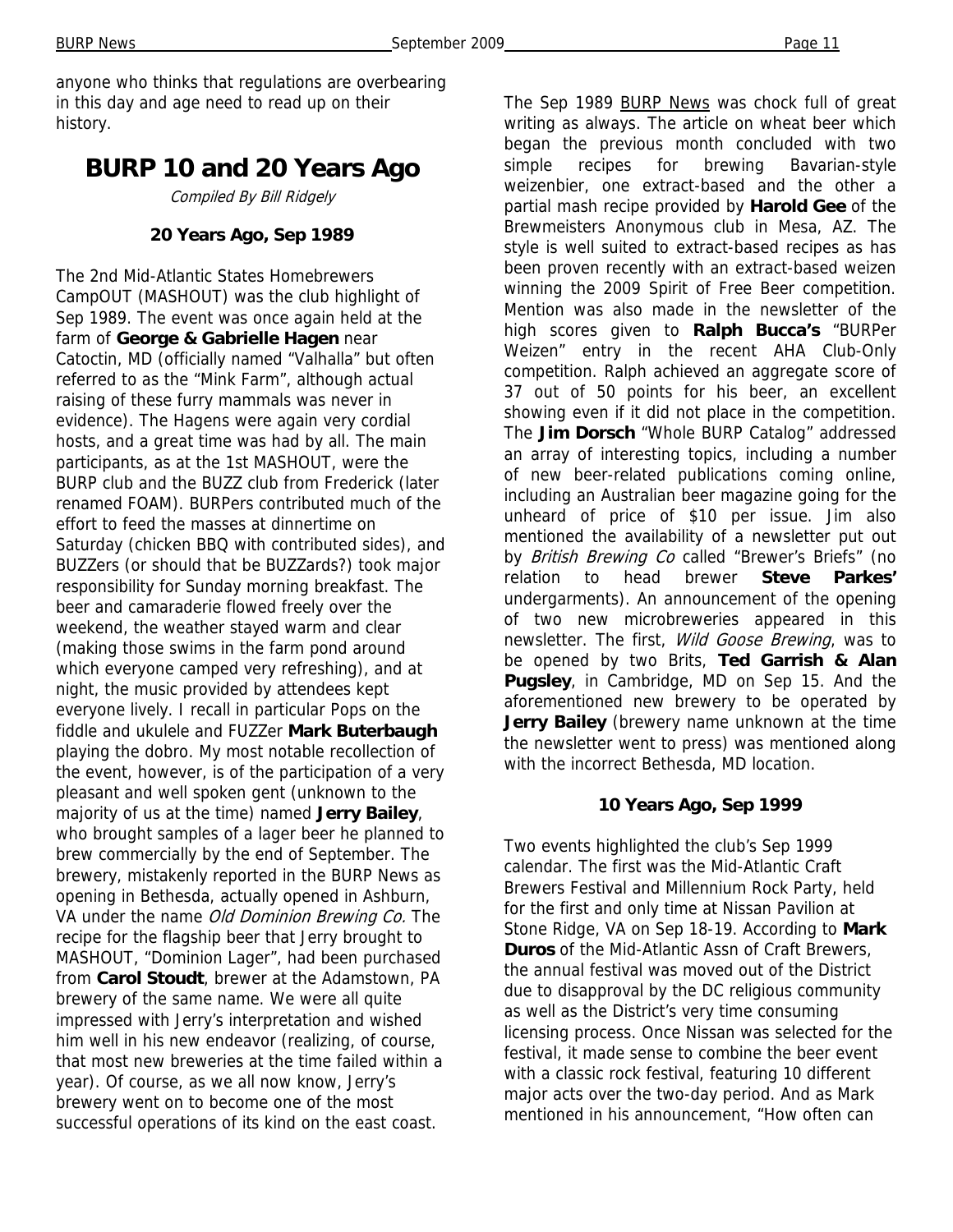anyone who thinks that regulations are overbearing in this day and age need to read up on their history.

# BURP 10 and 20 Years Ago

*Compiled By Bill Ridgely*

### 20 Years Ago, Sep 1989

The 2nd Mid-Atlantic States Homebrewers CampOUT (MASHOUT) was the club highlight of Sep 1989. The event was once again held at the farm of **George & Gabrielle Hagen** near Catoctin, MD (officially named "Valhalla" but often referred to as the "Mink Farm", although actual raising of these furry mammals was never in evidence). The Hagens were again very cordial hosts, and a great time was had by all. The main participants, as at the 1st MASHOUT, were the BURP club and the BUZZ club from Frederick (later renamed FOAM). BURPers contributed much of the effort to feed the masses at dinnertime on Saturday (chicken BBQ with contributed sides), and BUZZers (or should that be BUZZards?) took major responsibility for Sunday morning breakfast. The beer and camaraderie flowed freely over the weekend, the weather stayed warm and clear (making those swims in the farm pond around which everyone camped very refreshing), and at night, the music provided by attendees kept everyone lively. I recall in particular Pops on the fiddle and ukulele and FUZZer **Mark Buterbaugh** playing the dobro. My most notable recollection of the event, however, is of the participation of a very pleasant and well spoken gent (unknown to the majority of us at the time) named **Jerry Bailey**, who brought samples of a lager beer he planned to brew commercially by the end of September. The brewery, mistakenly reported in the BURP News as opening in Bethesda, actually opened in Ashburn, VA under the name *Old Dominion Brewing Co.* The recipe for the flagship beer that Jerry brought to MASHOUT, "Dominion Lager", had been purchased from **Carol Stoudt**, brewer at the Adamstown, PA brewery of the same name. We were all quite impressed with Jerry's interpretation and wished him well in his new endeavor (realizing, of course, that most new breweries at the time failed within a year). Of course, as we all now know, Jerry's brewery went on to become one of the most successful operations of its kind on the east coast.

The Sep 1989 BURP News was chock full of great writing as always. The article on wheat beer which began the previous month concluded with two simple recipes for brewing Bavarian-style weizenbier, one extract-based and the other a partial mash recipe provided by **Harold Gee** of the Brewmeisters Anonymous club in Mesa, AZ. The style is well suited to extract-based recipes as has been proven recently with an extract-based weizen winning the 2009 Spirit of Free Beer competition. Mention was also made in the newsletter of the high scores given to **Ralph Bucca's** "BURPer Weizen" entry in the recent AHA Club-Only competition. Ralph achieved an aggregate score of 37 out of 50 points for his beer, an excellent showing even if it did not place in the competition. The **Jim Dorsch** "Whole BURP Catalog" addressed an array of interesting topics, including a number of new beer-related publications coming online, including an Australian beer magazine going for the unheard of price of $10 per issue. Jim also mentioned the availability of a newsletter put out by *British Brewing Co* called "Brewer's Briefs" (no relation to head brewer **Steve Parkes'** undergarments). An announcement of the opening of two new microbreweries appeared in this newsletter. The first, *Wild Goose Brewing*, was to be opened by two Brits, **Ted Garrish & Alan Pugsley**, in Cambridge, MD on Sep 15. And the aforementioned new brewery to be operated by **Jerry Bailey** (brewery name unknown at the time the newsletter went to press) was mentioned along with the incorrect Bethesda, MD location.

### 10 Years Ago, Sep 1999

Two events highlighted the club's Sep 1999 calendar. The first was the Mid-Atlantic Craft Brewers Festival and Millennium Rock Party, held for the first and only time at Nissan Pavilion at Stone Ridge, VA on Sep 18-19. According to **Mark Duros** of the Mid-Atlantic Assn of Craft Brewers, the annual festival was moved out of the District due to disapproval by the DC religious community as well as the District's very time consuming licensing process. Once Nissan was selected for the festival, it made sense to combine the beer event with a classic rock festival, featuring 10 different major acts over the two-day period. And as Mark mentioned in his announcement, "How often can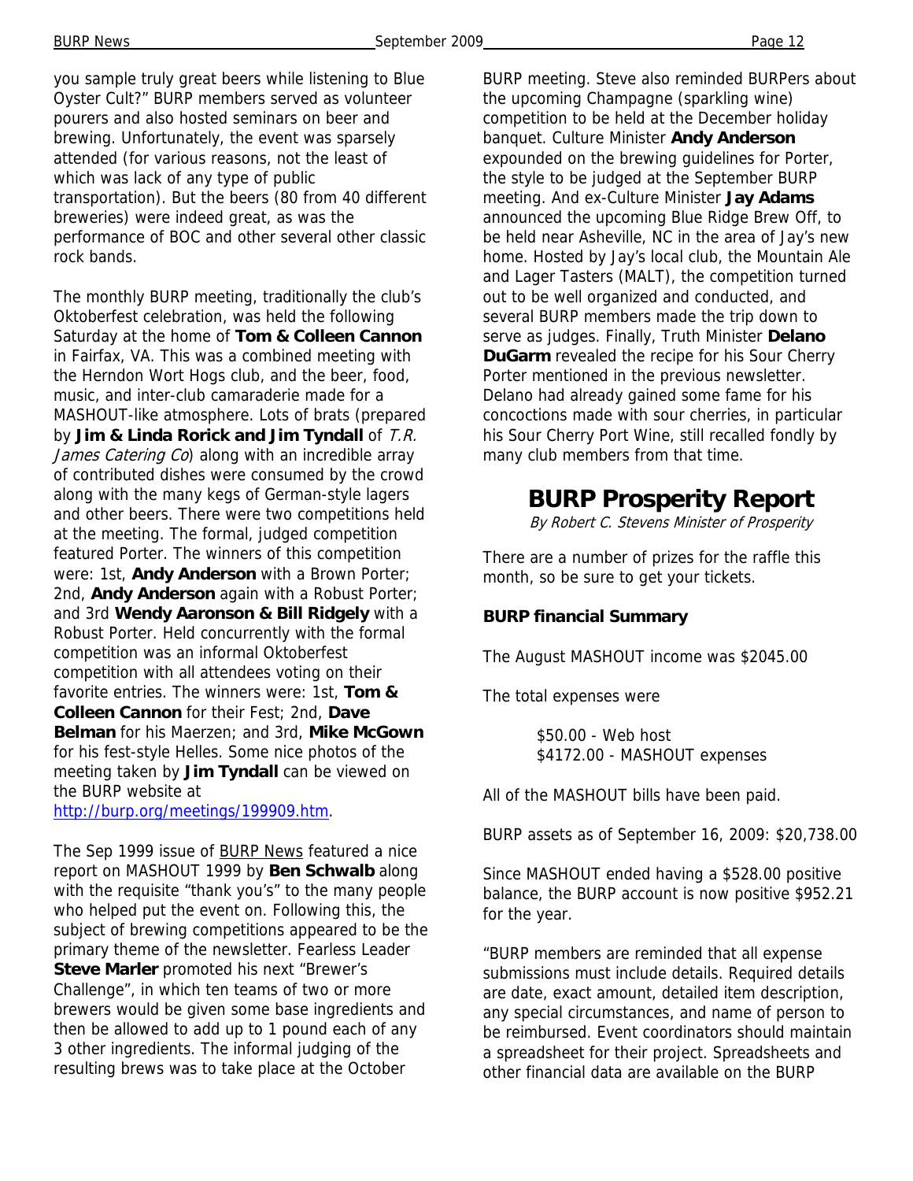you sample truly great beers while listening to Blue Oyster Cult?" BURP members served as volunteer pourers and also hosted seminars on beer and brewing. Unfortunately, the event was sparsely attended (for various reasons, not the least of which was lack of any type of public transportation). But the beers (80 from 40 different breweries) were indeed great, as was the performance of BOC and other several other classic rock bands.

The monthly BURP meeting, traditionally the club's Oktoberfest celebration, was held the following Saturday at the home of **Tom & Colleen Cannon** in Fairfax, VA. This was a combined meeting with the Herndon Wort Hogs club, and the beer, food, music, and inter-club camaraderie made for a MASHOUT-like atmosphere. Lots of brats (prepared by **Jim & Linda Rorick and Jim Tyndall** of *T.R. James Catering Co*) along with an incredible array of contributed dishes were consumed by the crowd along with the many kegs of German-style lagers and other beers. There were two competitions held at the meeting. The formal, judged competition featured Porter. The winners of this competition were: 1st, **Andy Anderson** with a Brown Porter; 2nd, **Andy Anderson** again with a Robust Porter; and 3rd **Wendy Aaronson & Bill Ridgely** with a Robust Porter. Held concurrently with the formal competition was an informal Oktoberfest competition with all attendees voting on their favorite entries. The winners were: 1st, **Tom & Colleen Cannon** for their Fest; 2nd, **Dave Belman** for his Maerzen; and 3rd, **Mike McGown** for his fest-style Helles. Some nice photos of the meeting taken by **Jim Tyndall** can be viewed on the BURP website at http://burp.org/meetings/199909.htm.

The Sep 1999 issue of BURP News featured a nice report on MASHOUT 1999 by **Ben Schwalb** along with the requisite "thank you's" to the many people who helped put the event on. Following this, the subject of brewing competitions appeared to be the primary theme of the newsletter. Fearless Leader **Steve Marler** promoted his next "Brewer's Challenge", in which ten teams of two or more brewers would be given some base ingredients and then be allowed to add up to 1 pound each of any 3 other ingredients. The informal judging of the resulting brews was to take place at the October BURP meeting. Steve also reminded BURPers about the upcoming Champagne (sparkling wine) competition to be held at the December holiday banquet. Culture Minister **Andy Anderson** expounded on the brewing guidelines for Porter, the style to be judged at the September BURP meeting. And ex-Culture Minister **Jay Adams** announced the upcoming Blue Ridge Brew Off, to be held near Asheville, NC in the area of Jay's new home. Hosted by Jay's local club, the Mountain Ale and Lager Tasters (MALT), the competition turned out to be well organized and conducted, and several BURP members made the trip down to serve as judges. Finally, Truth Minister **Delano DuGarm** revealed the recipe for his Sour Cherry Porter mentioned in the previous newsletter. Delano had already gained some fame for his concoctions made with sour cherries, in particular his Sour Cherry Port Wine, still recalled fondly by many club members from that time.

# BURP Prosperity Report

*By Robert C. Stevens Minister of Prosperity*

There are a number of prizes for the raffle this month, so be sure to get your tickets.

**BURP financial Summary**

The August MASHOUT income was $2045.00

The total expenses were

$50.00 - Web host
$4172.00 - MASHOUT expenses

All of the MASHOUT bills have been paid.

BURP assets as of September 16, 2009: $20,738.00

Since MASHOUT ended having a $528.00 positive balance, the BURP account is now positive $952.21 for the year.

"BURP members are reminded that all expense submissions must include details. Required details are date, exact amount, detailed item description, any special circumstances, and name of person to be reimbursed. Event coordinators should maintain a spreadsheet for their project. Spreadsheets and other financial data are available on the BURP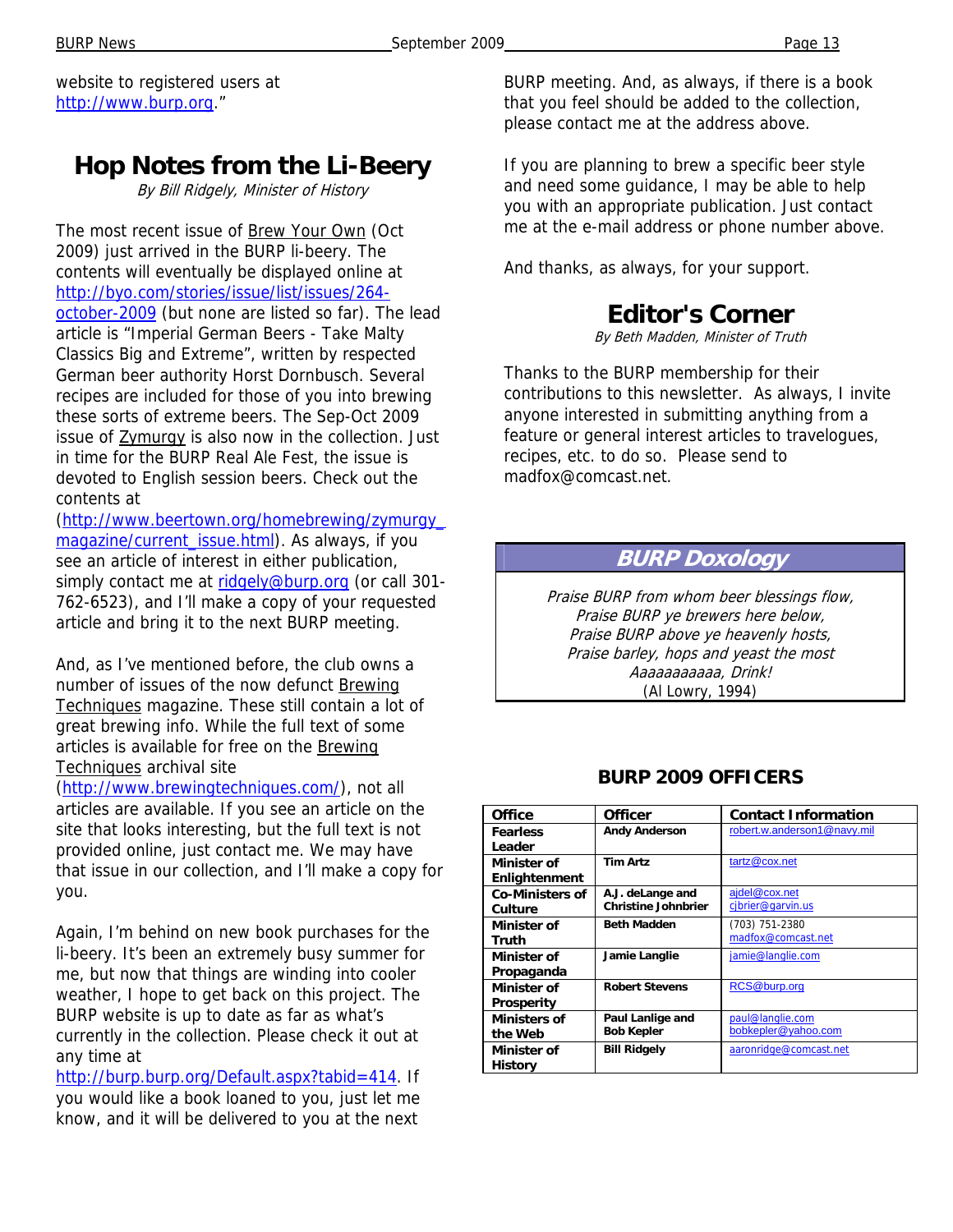website to registered users at http://www.burp.org."

## Hop Notes from the Li-Beery

*By Bill Ridgely, Minister of History*

The most recent issue of Brew Your Own (Oct 2009) just arrived in the BURP li-beery. The contents will eventually be displayed online at http://byo.com/stories/issue/list/issues/264-october-2009 (but none are listed so far). The lead article is "Imperial German Beers - Take Malty Classics Big and Extreme", written by respected German beer authority Horst Dornbusch. Several recipes are included for those of you into brewing these sorts of extreme beers. The Sep-Oct 2009 issue of Zymurgy is also now in the collection. Just in time for the BURP Real Ale Fest, the issue is devoted to English session beers. Check out the contents at (http://www.beertown.org/homebrewing/zymurgy_magazine/current_issue.html). As always, if you see an article of interest in either publication, simply contact me at ridgely@burp.org (or call 301-762-6523), and I'll make a copy of your requested article and bring it to the next BURP meeting.

And, as I've mentioned before, the club owns a number of issues of the now defunct Brewing Techniques magazine. These still contain a lot of great brewing info. While the full text of some articles is available for free on the Brewing Techniques archival site (http://www.brewingtechniques.com/), not all articles are available. If you see an article on the site that looks interesting, but the full text is not provided online, just contact me. We may have that issue in our collection, and I'll make a copy for you.

Again, I'm behind on new book purchases for the li-beery. It's been an extremely busy summer for me, but now that things are winding into cooler weather, I hope to get back on this project. The BURP website is up to date as far as what's currently in the collection. Please check it out at any time at http://burp.burp.org/Default.aspx?tabid=414. If you would like a book loaned to you, just let me know, and it will be delivered to you at the next BURP meeting. And, as always, if there is a book that you feel should be added to the collection, please contact me at the address above.

If you are planning to brew a specific beer style and need some guidance, I may be able to help you with an appropriate publication. Just contact me at the e-mail address or phone number above.

And thanks, as always, for your support.

## Editor's Corner

*By Beth Madden, Minister of Truth*

Thanks to the BURP membership for their contributions to this newsletter. As always, I invite anyone interested in submitting anything from a feature or general interest articles to travelogues, recipes, etc. to do so. Please send to madfox@comcast.net.

### BURP Doxology

*Praise BURP from whom beer blessings flow,*
*Praise BURP ye brewers here below,*
*Praise BURP above ye heavenly hosts,*
*Praise barley, hops and yeast the most*
*Aaaaaaaaaaa, Drink!*
(Al Lowry, 1994)

### BURP 2009 OFFICERS

| Office | Officer | Contact Information |
|---|---|---|
| Fearless Leader | Andy Anderson | robert.w.anderson1@navy.mil |
| Minister of Enlightenment | Tim Artz | tartz@cox.net |
| Co-Ministers of Culture | A.J. deLange and Christine Johnbrier | ajdel@cox.net<br>cjbrier@garvin.us |
| Minister of Truth | Beth Madden | (703) 751-2380<br>madfox@comcast.net |
| Minister of Propaganda | Jamie Langlie | jamie@langlie.com |
| Minister of Prosperity | Robert Stevens | RCS@burp.org |
| Ministers of the Web | Paul Lanlige and Bob Kepler | paul@langlie.com<br>bobkepler@yahoo.com |
| Minister of History | Bill Ridgely | aaronridge@comcast.net |